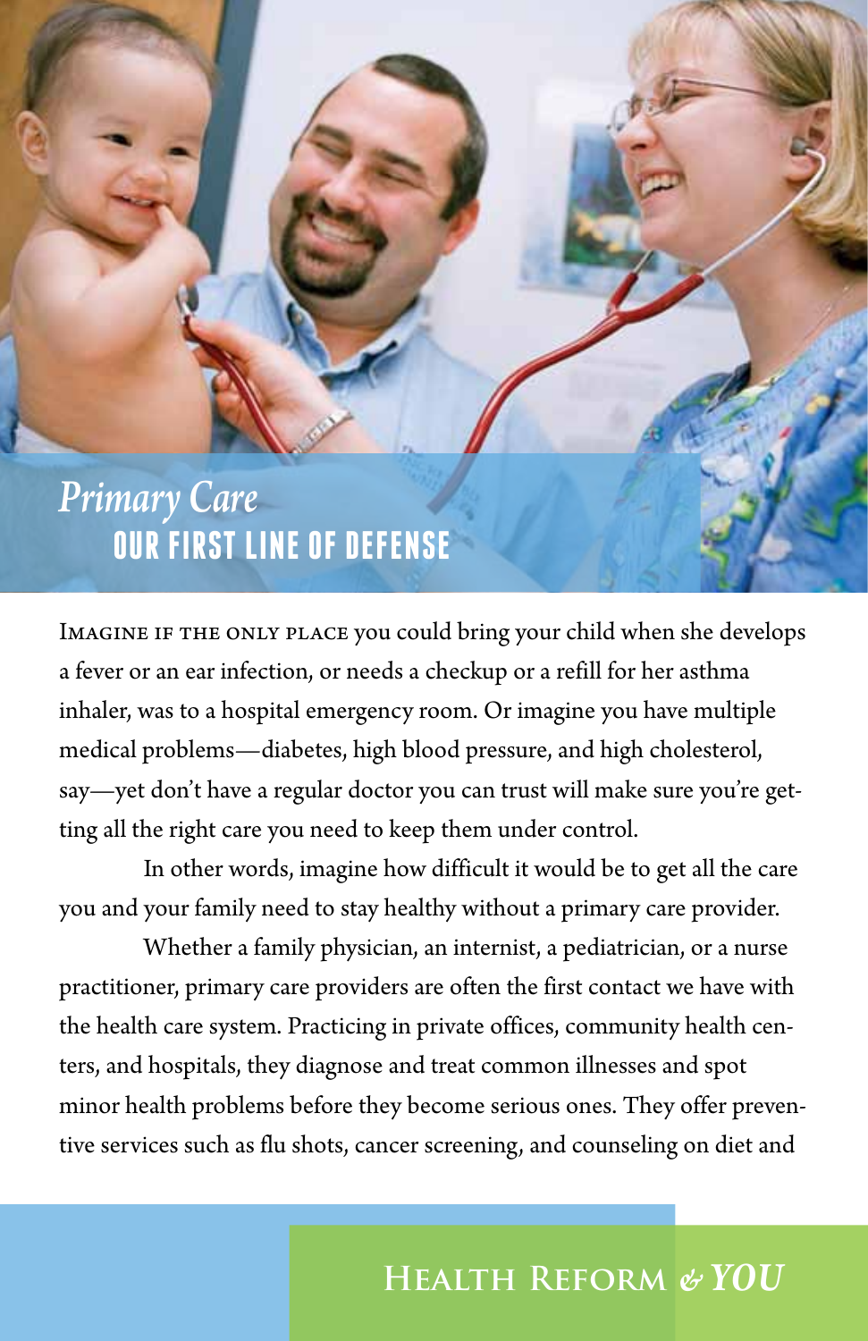# *Primary Care*
## OUR FIRST LINE OF DEFENSE

IMAGINE IF THE ONLY PLACE you could bring your child when she develops a fever or an ear infection, or needs a checkup or a refill for her asthma inhaler, was to a hospital emergency room. Or imagine you have multiple medical problems—diabetes, high blood pressure, and high cholesterol, say—yet don't have a regular doctor you can trust will make sure you're getting all the right care you need to keep them under control.

In other words, imagine how difficult it would be to get all the care you and your family need to stay healthy without a primary care provider.

Whether a family physician, an internist, a pediatrician, or a nurse practitioner, primary care providers are often the first contact we have with the health care system. Practicing in private offices, community health centers, and hospitals, they diagnose and treat common illnesses and spot minor health problems before they become serious ones. They offer preventive services such as flu shots, cancer screening, and counseling on diet and

HEALTH REFORM *& YOU*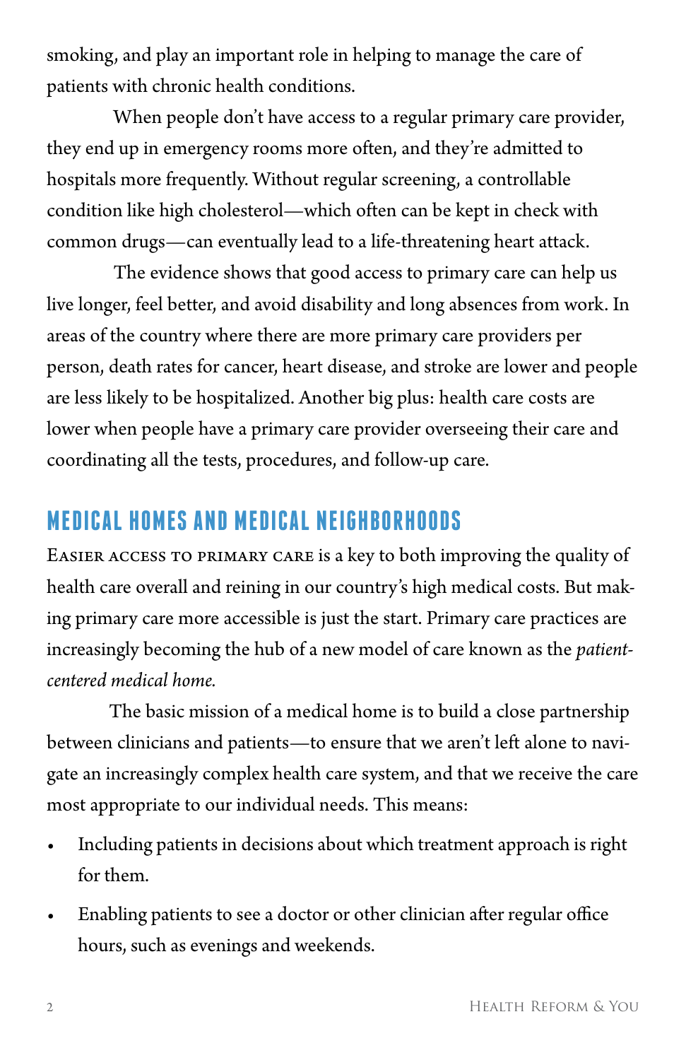smoking, and play an important role in helping to manage the care of patients with chronic health conditions.

When people don't have access to a regular primary care provider, they end up in emergency rooms more often, and they're admitted to hospitals more frequently. Without regular screening, a controllable condition like high cholesterol—which often can be kept in check with common drugs—can eventually lead to a life-threatening heart attack.

The evidence shows that good access to primary care can help us live longer, feel better, and avoid disability and long absences from work. In areas of the country where there are more primary care providers per person, death rates for cancer, heart disease, and stroke are lower and people are less likely to be hospitalized. Another big plus: health care costs are lower when people have a primary care provider overseeing their care and coordinating all the tests, procedures, and follow-up care.

## MEDICAL HOMES AND MEDICAL NEIGHBORHOODS

Easier access to primary care is a key to both improving the quality of health care overall and reining in our country's high medical costs. But making primary care more accessible is just the start. Primary care practices are increasingly becoming the hub of a new model of care known as the *patient-centered medical home.*

The basic mission of a medical home is to build a close partnership between clinicians and patients—to ensure that we aren't left alone to navigate an increasingly complex health care system, and that we receive the care most appropriate to our individual needs. This means:

- Including patients in decisions about which treatment approach is right for them.
- Enabling patients to see a doctor or other clinician after regular office hours, such as evenings and weekends.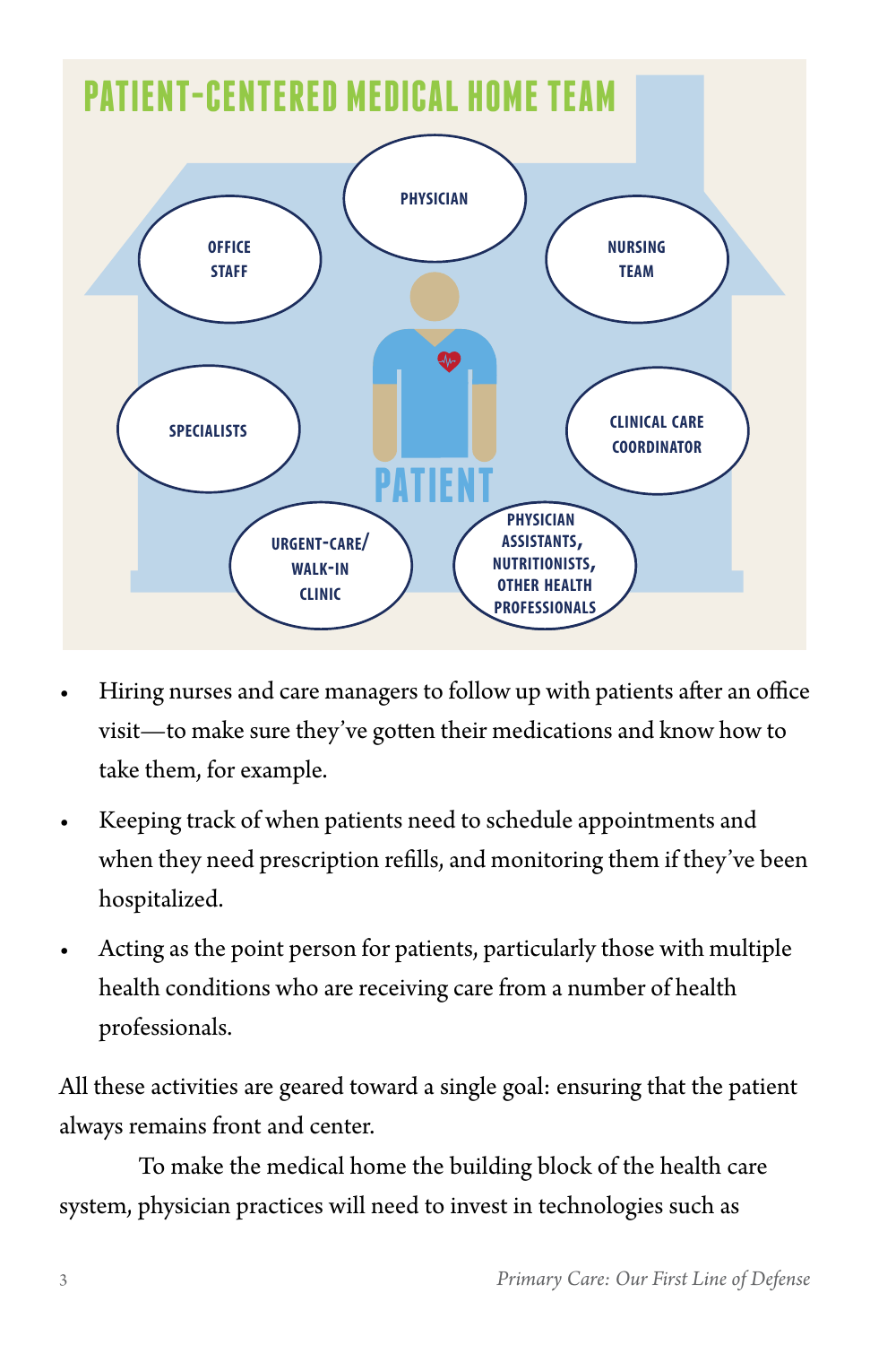PATIENT-CENTERED MEDICAL HOME TEAM

PHYSICIAN

OFFICE STAFF

NURSING TEAM

SPECIALISTS

CLINICAL CARE COORDINATOR

PATIENT

URGENT-CARE/ WALK-IN CLINIC

PHYSICIAN ASSISTANTS, NUTRITIONISTS, OTHER HEALTH PROFESSIONALS

- Hiring nurses and care managers to follow up with patients after an office visit—to make sure they've gotten their medications and know how to take them, for example.
- Keeping track of when patients need to schedule appointments and when they need prescription refills, and monitoring them if they've been hospitalized.
- Acting as the point person for patients, particularly those with multiple health conditions who are receiving care from a number of health professionals.

All these activities are geared toward a single goal: ensuring that the patient always remains front and center.

To make the medical home the building block of the health care system, physician practices will need to invest in technologies such as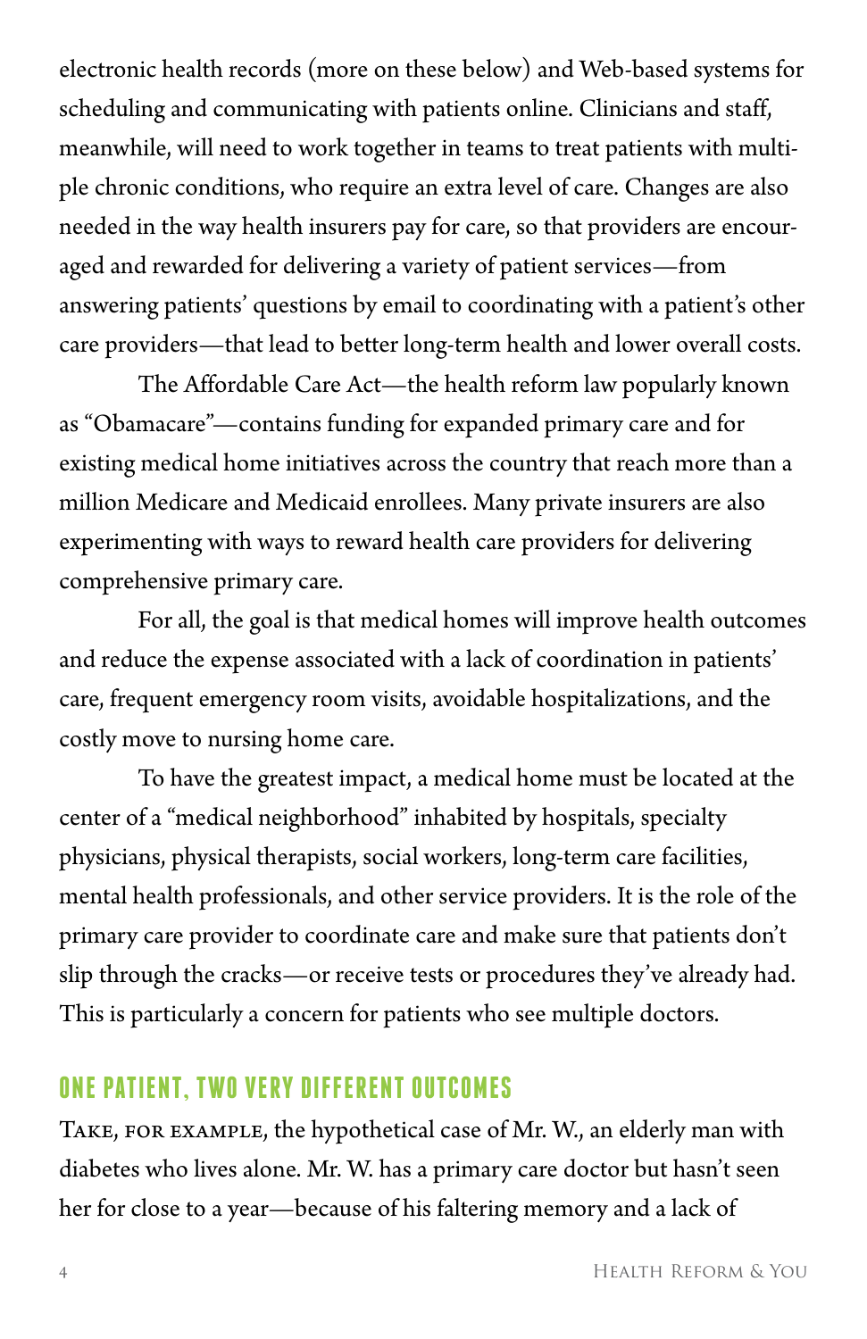electronic health records (more on these below) and Web-based systems for scheduling and communicating with patients online. Clinicians and staff, meanwhile, will need to work together in teams to treat patients with multiple chronic conditions, who require an extra level of care. Changes are also needed in the way health insurers pay for care, so that providers are encouraged and rewarded for delivering a variety of patient services—from answering patients' questions by email to coordinating with a patient's other care providers—that lead to better long-term health and lower overall costs.

The Affordable Care Act—the health reform law popularly known as "Obamacare"—contains funding for expanded primary care and for existing medical home initiatives across the country that reach more than a million Medicare and Medicaid enrollees. Many private insurers are also experimenting with ways to reward health care providers for delivering comprehensive primary care.

For all, the goal is that medical homes will improve health outcomes and reduce the expense associated with a lack of coordination in patients' care, frequent emergency room visits, avoidable hospitalizations, and the costly move to nursing home care.

To have the greatest impact, a medical home must be located at the center of a "medical neighborhood" inhabited by hospitals, specialty physicians, physical therapists, social workers, long-term care facilities, mental health professionals, and other service providers. It is the role of the primary care provider to coordinate care and make sure that patients don't slip through the cracks—or receive tests or procedures they've already had. This is particularly a concern for patients who see multiple doctors.

## ONE PATIENT, TWO VERY DIFFERENT OUTCOMES

Take, for example, the hypothetical case of Mr. W., an elderly man with diabetes who lives alone. Mr. W. has a primary care doctor but hasn't seen her for close to a year—because of his faltering memory and a lack of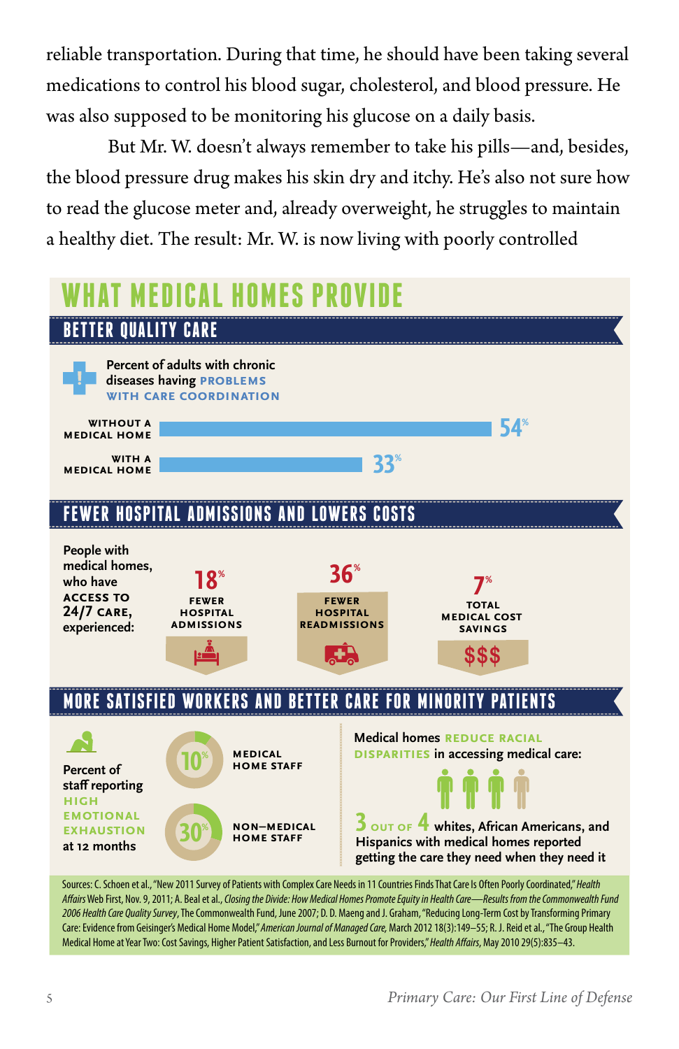reliable transportation. During that time, he should have been taking several medications to control his blood sugar, cholesterol, and blood pressure. He was also supposed to be monitoring his glucose on a daily basis.

But Mr. W. doesn't always remember to take his pills—and, besides, the blood pressure drug makes his skin dry and itchy. He's also not sure how to read the glucose meter and, already overweight, he struggles to maintain a healthy diet. The result: Mr. W. is now living with poorly controlled

## WHAT MEDICAL HOMES PROVIDE

### BETTER QUALITY CARE

Percent of adults with chronic diseases having **PROBLEMS WITH CARE COORDINATION**

WITHOUT A MEDICAL HOME 54%

WITH A MEDICAL HOME 33%

### FEWER HOSPITAL ADMISSIONS AND LOWERS COSTS

People with medical homes, who have **ACCESS TO 24/7 CARE**, experienced:

18% FEWER HOSPITAL ADMISSIONS

36% FEWER HOSPITAL READMISSIONS

7% TOTAL MEDICAL COST SAVINGS

$$$

### MORE SATISFIED WORKERS AND BETTER CARE FOR MINORITY PATIENTS

Percent of staff reporting **HIGH EMOTIONAL EXHAUSTION** at 12 months

10% MEDICAL HOME STAFF

30% NON–MEDICAL HOME STAFF

Medical homes **REDUCE RACIAL DISPARITIES** in accessing medical care:

3 OUT OF 4 whites, African Americans, and Hispanics with medical homes reported getting the care they need when they need it

Sources: C. Schoen et al., "New 2011 Survey of Patients with Complex Care Needs in 11 Countries Finds That Care Is Often Poorly Coordinated," *Health Affairs* Web First, Nov. 9, 2011; A. Beal et al., *Closing the Divide: How Medical Homes Promote Equity in Health Care—Results from the Commonwealth Fund 2006 Health Care Quality Survey*, The Commonwealth Fund, June 2007; D. D. Maeng and J. Graham, "Reducing Long-Term Cost by Transforming Primary Care: Evidence from Geisinger's Medical Home Model," *American Journal of Managed Care*, March 2012 18(3):149–55; R. J. Reid et al., "The Group Health Medical Home at Year Two: Cost Savings, Higher Patient Satisfaction, and Less Burnout for Providers," *Health Affairs*, May 2010 29(5):835–43.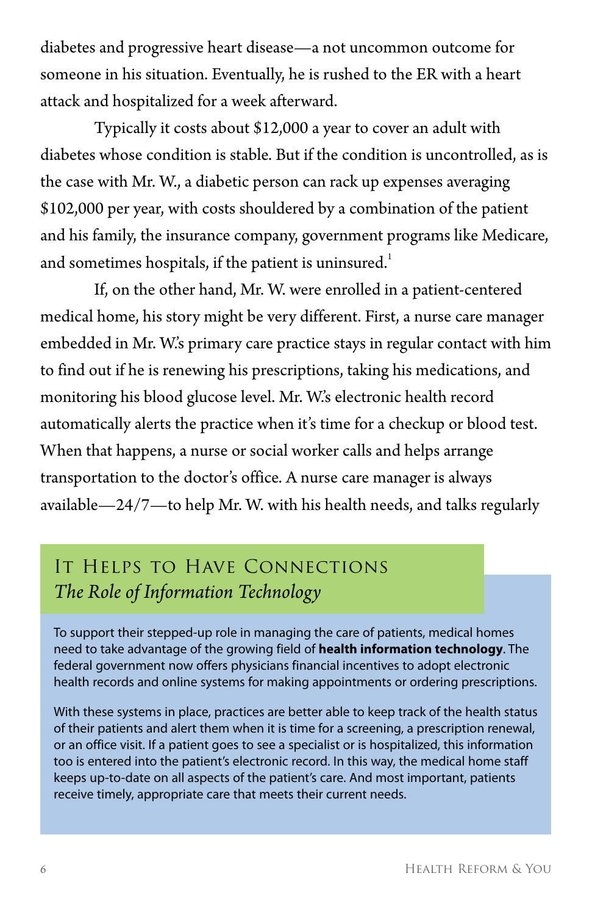diabetes and progressive heart disease—a not uncommon outcome for someone in his situation. Eventually, he is rushed to the ER with a heart attack and hospitalized for a week afterward.

Typically it costs about $12,000 a year to cover an adult with diabetes whose condition is stable. But if the condition is uncontrolled, as is the case with Mr. W., a diabetic person can rack up expenses averaging $102,000 per year, with costs shouldered by a combination of the patient and his family, the insurance company, government programs like Medicare, and sometimes hospitals, if the patient is uninsured.[1]

If, on the other hand, Mr. W. were enrolled in a patient-centered medical home, his story might be very different. First, a nurse care manager embedded in Mr. W.'s primary care practice stays in regular contact with him to find out if he is renewing his prescriptions, taking his medications, and monitoring his blood glucose level. Mr. W.'s electronic health record automatically alerts the practice when it's time for a checkup or blood test. When that happens, a nurse or social worker calls and helps arrange transportation to the doctor's office. A nurse care manager is always available—24/7—to help Mr. W. with his health needs, and talks regularly

## It Helps to Have Connections
### *The Role of Information Technology*

To support their stepped-up role in managing the care of patients, medical homes need to take advantage of the growing field of **health information technology**. The federal government now offers physicians financial incentives to adopt electronic health records and online systems for making appointments or ordering prescriptions.

With these systems in place, practices are better able to keep track of the health status of their patients and alert them when it is time for a screening, a prescription renewal, or an office visit. If a patient goes to see a specialist or is hospitalized, this information too is entered into the patient's electronic record. In this way, the medical home staff keeps up-to-date on all aspects of the patient's care. And most important, patients receive timely, appropriate care that meets their current needs.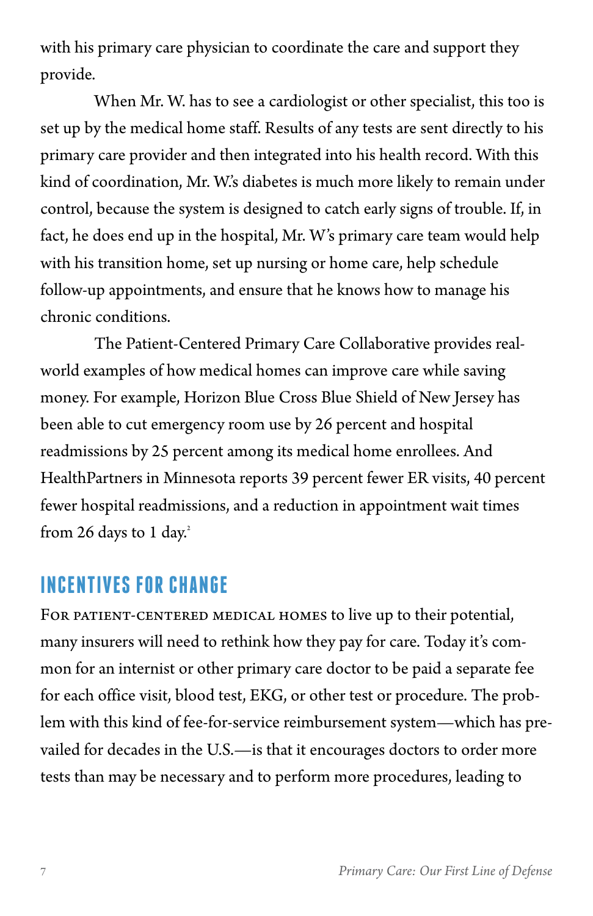with his primary care physician to coordinate the care and support they provide.

When Mr. W. has to see a cardiologist or other specialist, this too is set up by the medical home staff. Results of any tests are sent directly to his primary care provider and then integrated into his health record. With this kind of coordination, Mr. W.'s diabetes is much more likely to remain under control, because the system is designed to catch early signs of trouble. If, in fact, he does end up in the hospital, Mr. W's primary care team would help with his transition home, set up nursing or home care, help schedule follow-up appointments, and ensure that he knows how to manage his chronic conditions.

The Patient-Centered Primary Care Collaborative provides real-world examples of how medical homes can improve care while saving money. For example, Horizon Blue Cross Blue Shield of New Jersey has been able to cut emergency room use by 26 percent and hospital readmissions by 25 percent among its medical home enrollees. And HealthPartners in Minnesota reports 39 percent fewer ER visits, 40 percent fewer hospital readmissions, and a reduction in appointment wait times from 26 days to 1 day.[2]

## INCENTIVES FOR CHANGE

FOR PATIENT-CENTERED MEDICAL HOMES to live up to their potential, many insurers will need to rethink how they pay for care. Today it's common for an internist or other primary care doctor to be paid a separate fee for each office visit, blood test, EKG, or other test or procedure. The problem with this kind of fee-for-service reimbursement system—which has prevailed for decades in the U.S.—is that it encourages doctors to order more tests than may be necessary and to perform more procedures, leading to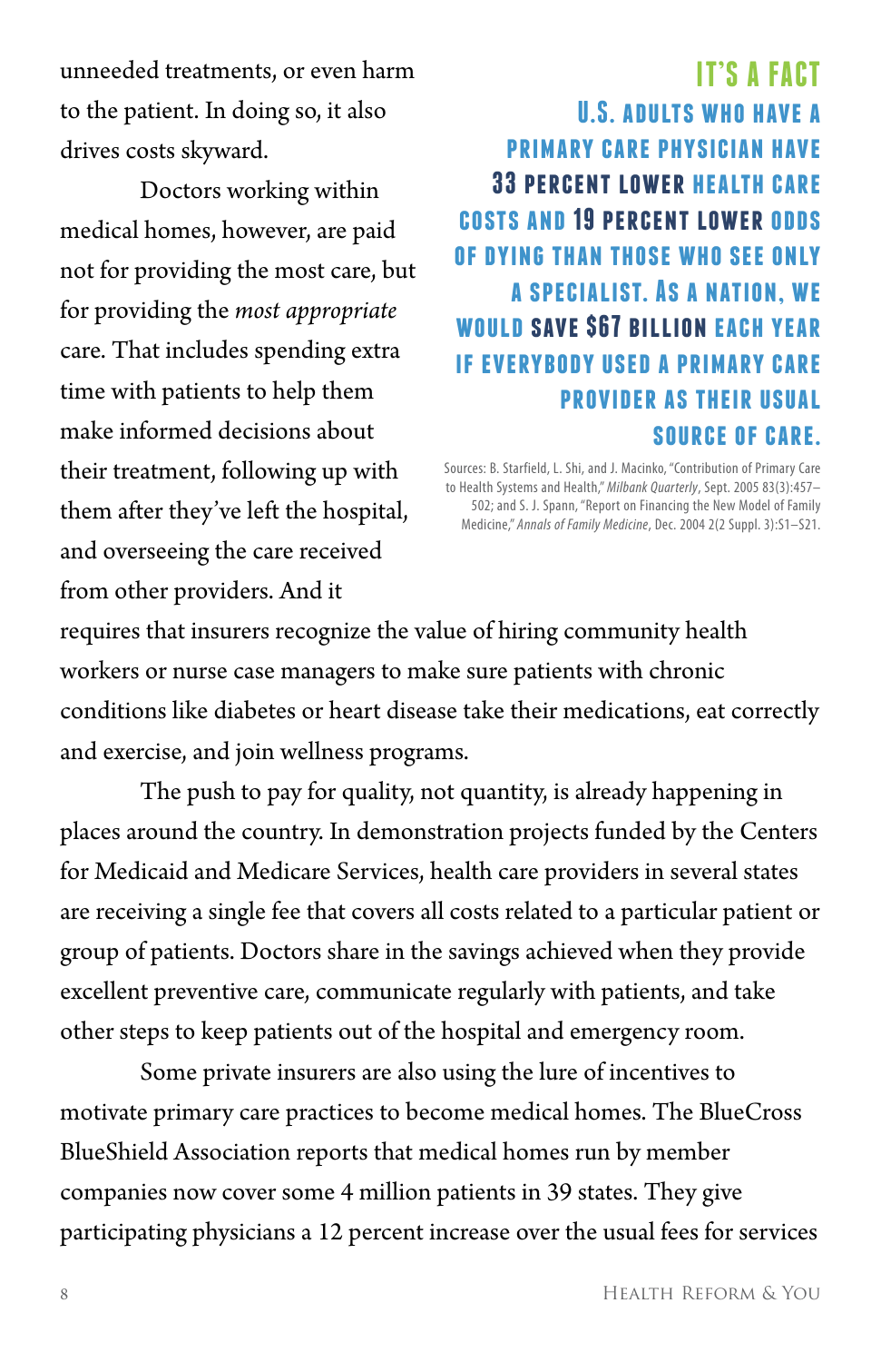unneeded treatments, or even harm to the patient. In doing so, it also drives costs skyward.

Doctors working within medical homes, however, are paid not for providing the most care, but for providing the *most appropriate* care. That includes spending extra time with patients to help them make informed decisions about their treatment, following up with them after they've left the hospital, and overseeing the care received from other providers. And it requires that insurers recognize the value of hiring community health workers or nurse case managers to make sure patients with chronic conditions like diabetes or heart disease take their medications, eat correctly and exercise, and join wellness programs.

The push to pay for quality, not quantity, is already happening in places around the country. In demonstration projects funded by the Centers for Medicaid and Medicare Services, health care providers in several states are receiving a single fee that covers all costs related to a particular patient or group of patients. Doctors share in the savings achieved when they provide excellent preventive care, communicate regularly with patients, and take other steps to keep patients out of the hospital and emergency room.

Some private insurers are also using the lure of incentives to motivate primary care practices to become medical homes. The BlueCross BlueShield Association reports that medical homes run by member companies now cover some 4 million patients in 39 states. They give participating physicians a 12 percent increase over the usual fees for services

## IT'S A FACT

**U.S. ADULTS WHO HAVE A PRIMARY CARE PHYSICIAN HAVE 33 PERCENT LOWER HEALTH CARE COSTS AND 19 PERCENT LOWER ODDS OF DYING THAN THOSE WHO SEE ONLY A SPECIALIST. AS A NATION, WE WOULD SAVE $67 BILLION EACH YEAR IF EVERYBODY USED A PRIMARY CARE PROVIDER AS THEIR USUAL SOURCE OF CARE.**

Sources: B. Starfield, L. Shi, and J. Macinko, "Contribution of Primary Care to Health Systems and Health," *Milbank Quarterly*, Sept. 2005 83(3):457–502; and S. J. Spann, "Report on Financing the New Model of Family Medicine," *Annals of Family Medicine*, Dec. 2004 2(2 Suppl. 3):S1–S21.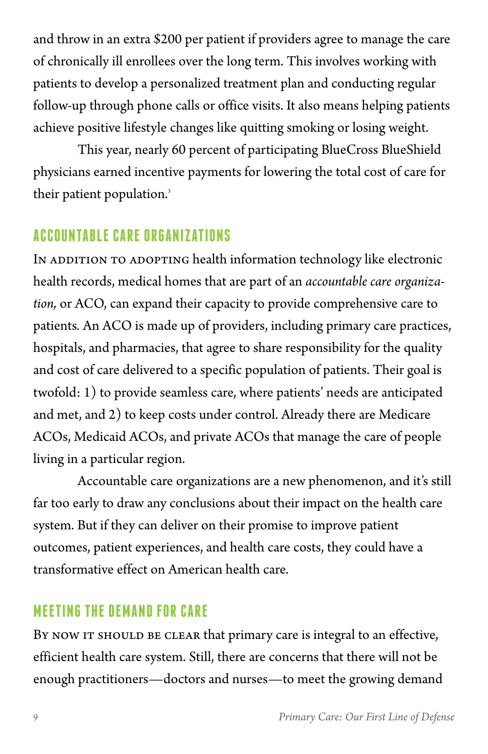and throw in an extra $200 per patient if providers agree to manage the care of chronically ill enrollees over the long term. This involves working with patients to develop a personalized treatment plan and conducting regular follow-up through phone calls or office visits. It also means helping patients achieve positive lifestyle changes like quitting smoking or losing weight.

This year, nearly 60 percent of participating BlueCross BlueShield physicians earned incentive payments for lowering the total cost of care for their patient population.[3]

## ACCOUNTABLE CARE ORGANIZATIONS

In addition to adopting health information technology like electronic health records, medical homes that are part of an *accountable care organization,* or ACO, can expand their capacity to provide comprehensive care to patients. An ACO is made up of providers, including primary care practices, hospitals, and pharmacies, that agree to share responsibility for the quality and cost of care delivered to a specific population of patients. Their goal is twofold: 1) to provide seamless care, where patients' needs are anticipated and met, and 2) to keep costs under control. Already there are Medicare ACOs, Medicaid ACOs, and private ACOs that manage the care of people living in a particular region.

Accountable care organizations are a new phenomenon, and it's still far too early to draw any conclusions about their impact on the health care system. But if they can deliver on their promise to improve patient outcomes, patient experiences, and health care costs, they could have a transformative effect on American health care.

## MEETING THE DEMAND FOR CARE

By now it should be clear that primary care is integral to an effective, efficient health care system. Still, there are concerns that there will not be enough practitioners—doctors and nurses—to meet the growing demand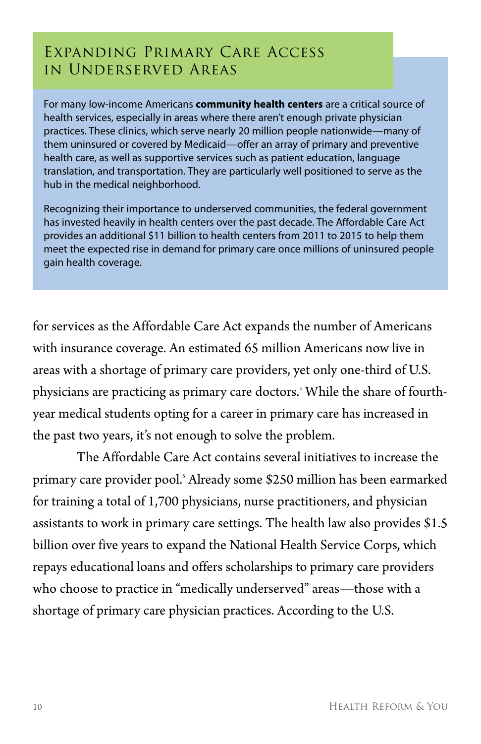## Expanding Primary Care Access in Underserved Areas

For many low-income Americans **community health centers** are a critical source of health services, especially in areas where there aren't enough private physician practices. These clinics, which serve nearly 20 million people nationwide—many of them uninsured or covered by Medicaid—offer an array of primary and preventive health care, as well as supportive services such as patient education, language translation, and transportation. They are particularly well positioned to serve as the hub in the medical neighborhood.

Recognizing their importance to underserved communities, the federal government has invested heavily in health centers over the past decade. The Affordable Care Act provides an additional $11 billion to health centers from 2011 to 2015 to help them meet the expected rise in demand for primary care once millions of uninsured people gain health coverage.

for services as the Affordable Care Act expands the number of Americans with insurance coverage. An estimated 65 million Americans now live in areas with a shortage of primary care providers, yet only one-third of U.S. physicians are practicing as primary care doctors.[4] While the share of fourth-year medical students opting for a career in primary care has increased in the past two years, it's not enough to solve the problem.

The Affordable Care Act contains several initiatives to increase the primary care provider pool.[5] Already some $250 million has been earmarked for training a total of 1,700 physicians, nurse practitioners, and physician assistants to work in primary care settings. The health law also provides $1.5 billion over five years to expand the National Health Service Corps, which repays educational loans and offers scholarships to primary care providers who choose to practice in "medically underserved" areas—those with a shortage of primary care physician practices. According to the U.S.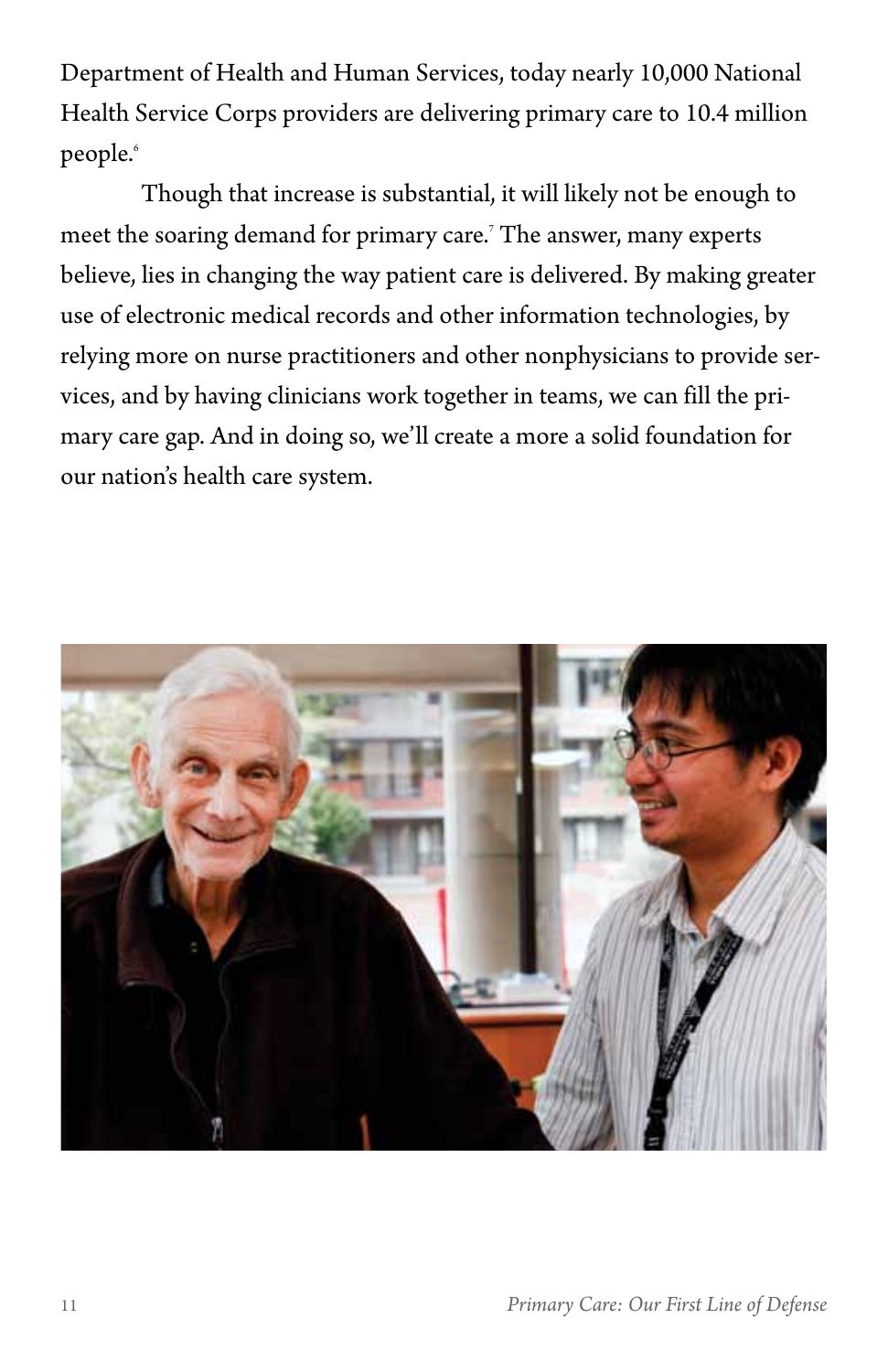Department of Health and Human Services, today nearly 10,000 National Health Service Corps providers are delivering primary care to 10.4 million people.[6]

Though that increase is substantial, it will likely not be enough to meet the soaring demand for primary care.[7] The answer, many experts believe, lies in changing the way patient care is delivered. By making greater use of electronic medical records and other information technologies, by relying more on nurse practitioners and other nonphysicians to provide services, and by having clinicians work together in teams, we can fill the primary care gap. And in doing so, we'll create a more a solid foundation for our nation's health care system.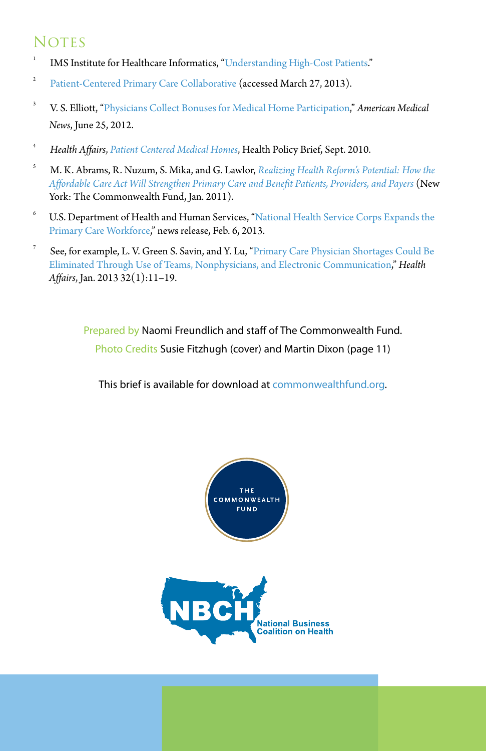## Notes

1. IMS Institute for Healthcare Informatics, "Understanding High-Cost Patients."
2. Patient-Centered Primary Care Collaborative (accessed March 27, 2013).
3. V. S. Elliott, "Physicians Collect Bonuses for Medical Home Participation," *American Medical News*, June 25, 2012.
4. *Health Affairs*, *Patient Centered Medical Homes*, Health Policy Brief, Sept. 2010.
5. M. K. Abrams, R. Nuzum, S. Mika, and G. Lawlor, *Realizing Health Reform's Potential: How the Affordable Care Act Will Strengthen Primary Care and Benefit Patients, Providers, and Payers* (New York: The Commonwealth Fund, Jan. 2011).
6. U.S. Department of Health and Human Services, "National Health Service Corps Expands the Primary Care Workforce," news release, Feb. 6, 2013.
7. See, for example, L. V. Green S. Savin, and Y. Lu, "Primary Care Physician Shortages Could Be Eliminated Through Use of Teams, Nonphysicians, and Electronic Communication," *Health Affairs*, Jan. 2013 32(1):11–19.

Prepared by Naomi Freundlich and staff of The Commonwealth Fund.
Photo Credits Susie Fitzhugh (cover) and Martin Dixon (page 11)

This brief is available for download at commonwealthfund.org.

THE COMMONWEALTH FUND

NBCH National Business Coalition on Health